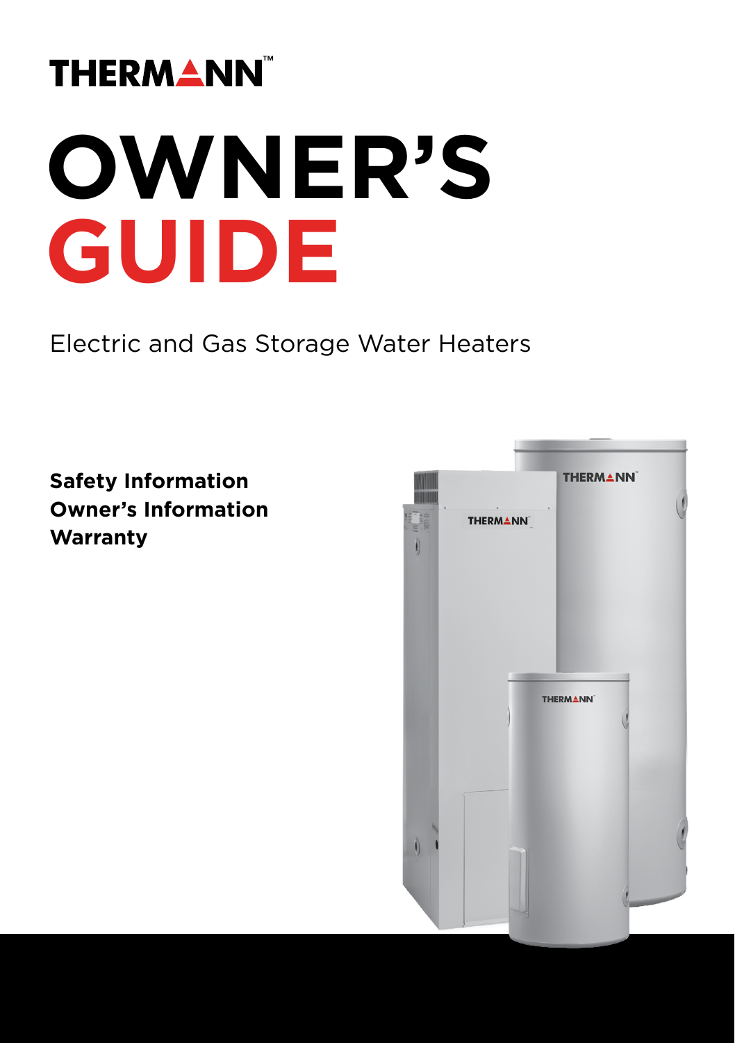THERMANN™

# OWNER'S GUIDE

Electric and Gas Storage Water Heaters

**Safety Information**
**Owner's Information**
**Warranty**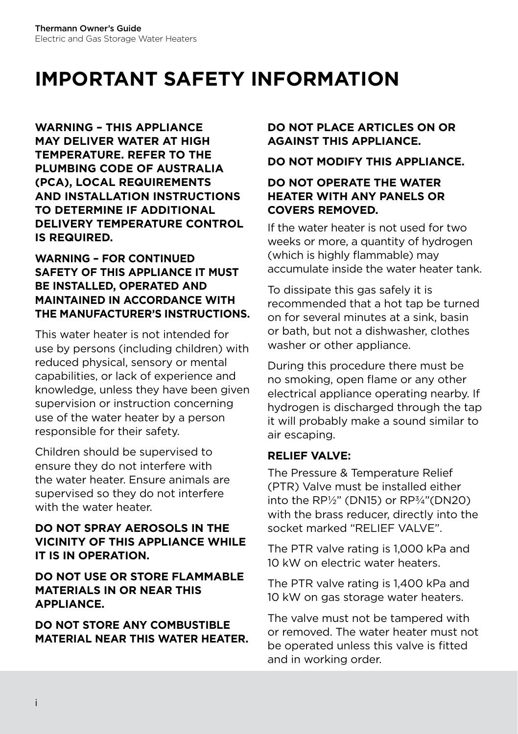# IMPORTANT SAFETY INFORMATION

**WARNING – THIS APPLIANCE MAY DELIVER WATER AT HIGH TEMPERATURE. REFER TO THE PLUMBING CODE OF AUSTRALIA (PCA), LOCAL REQUIREMENTS AND INSTALLATION INSTRUCTIONS TO DETERMINE IF ADDITIONAL DELIVERY TEMPERATURE CONTROL IS REQUIRED.**

**WARNING – FOR CONTINUED SAFETY OF THIS APPLIANCE IT MUST BE INSTALLED, OPERATED AND MAINTAINED IN ACCORDANCE WITH THE MANUFACTURER'S INSTRUCTIONS.**

This water heater is not intended for use by persons (including children) with reduced physical, sensory or mental capabilities, or lack of experience and knowledge, unless they have been given supervision or instruction concerning use of the water heater by a person responsible for their safety.

Children should be supervised to ensure they do not interfere with the water heater. Ensure animals are supervised so they do not interfere with the water heater.

**DO NOT SPRAY AEROSOLS IN THE VICINITY OF THIS APPLIANCE WHILE IT IS IN OPERATION.**

**DO NOT USE OR STORE FLAMMABLE MATERIALS IN OR NEAR THIS APPLIANCE.**

**DO NOT STORE ANY COMBUSTIBLE MATERIAL NEAR THIS WATER HEATER.**

**DO NOT PLACE ARTICLES ON OR AGAINST THIS APPLIANCE.**

**DO NOT MODIFY THIS APPLIANCE.**

**DO NOT OPERATE THE WATER HEATER WITH ANY PANELS OR COVERS REMOVED.**

If the water heater is not used for two weeks or more, a quantity of hydrogen (which is highly flammable) may accumulate inside the water heater tank.

To dissipate this gas safely it is recommended that a hot tap be turned on for several minutes at a sink, basin or bath, but not a dishwasher, clothes washer or other appliance.

During this procedure there must be no smoking, open flame or any other electrical appliance operating nearby. If hydrogen is discharged through the tap it will probably make a sound similar to air escaping.

**RELIEF VALVE:**

The Pressure & Temperature Relief (PTR) Valve must be installed either into the RP½" (DN15) or RP¾"(DN20) with the brass reducer, directly into the socket marked "RELIEF VALVE".

The PTR valve rating is 1,000 kPa and 10 kW on electric water heaters.

The PTR valve rating is 1,400 kPa and 10 kW on gas storage water heaters.

The valve must not be tampered with or removed. The water heater must not be operated unless this valve is fitted and in working order.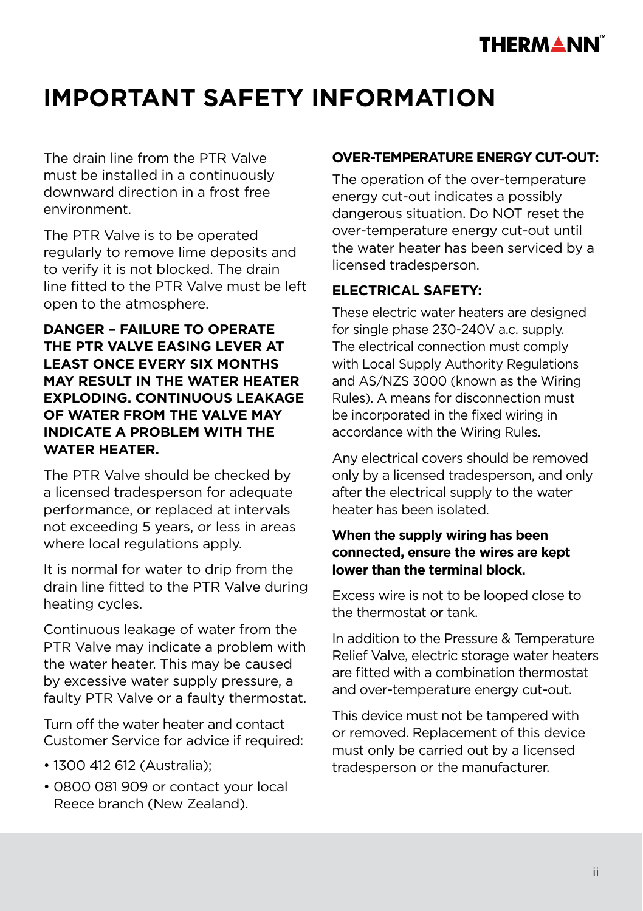# IMPORTANT SAFETY INFORMATION

The drain line from the PTR Valve must be installed in a continuously downward direction in a frost free environment.

The PTR Valve is to be operated regularly to remove lime deposits and to verify it is not blocked. The drain line fitted to the PTR Valve must be left open to the atmosphere.

**DANGER – FAILURE TO OPERATE THE PTR VALVE EASING LEVER AT LEAST ONCE EVERY SIX MONTHS MAY RESULT IN THE WATER HEATER EXPLODING. CONTINUOUS LEAKAGE OF WATER FROM THE VALVE MAY INDICATE A PROBLEM WITH THE WATER HEATER.**

The PTR Valve should be checked by a licensed tradesperson for adequate performance, or replaced at intervals not exceeding 5 years, or less in areas where local regulations apply.

It is normal for water to drip from the drain line fitted to the PTR Valve during heating cycles.

Continuous leakage of water from the PTR Valve may indicate a problem with the water heater. This may be caused by excessive water supply pressure, a faulty PTR Valve or a faulty thermostat.

Turn off the water heater and contact Customer Service for advice if required:

- 1300 412 612 (Australia);
- 0800 081 909 or contact your local Reece branch (New Zealand).

**OVER-TEMPERATURE ENERGY CUT-OUT:**

The operation of the over-temperature energy cut-out indicates a possibly dangerous situation. Do NOT reset the over-temperature energy cut-out until the water heater has been serviced by a licensed tradesperson.

**ELECTRICAL SAFETY:**

These electric water heaters are designed for single phase 230-240V a.c. supply. The electrical connection must comply with Local Supply Authority Regulations and AS/NZS 3000 (known as the Wiring Rules). A means for disconnection must be incorporated in the fixed wiring in accordance with the Wiring Rules.

Any electrical covers should be removed only by a licensed tradesperson, and only after the electrical supply to the water heater has been isolated.

**When the supply wiring has been connected, ensure the wires are kept lower than the terminal block.**

Excess wire is not to be looped close to the thermostat or tank.

In addition to the Pressure & Temperature Relief Valve, electric storage water heaters are fitted with a combination thermostat and over-temperature energy cut-out.

This device must not be tampered with or removed. Replacement of this device must only be carried out by a licensed tradesperson or the manufacturer.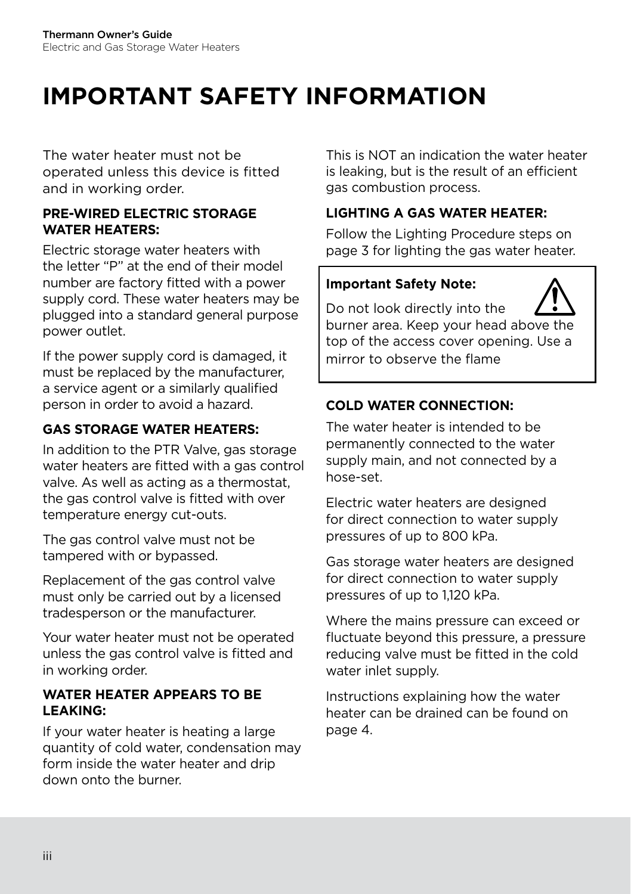# IMPORTANT SAFETY INFORMATION

The water heater must not be operated unless this device is fitted and in working order.

**PRE-WIRED ELECTRIC STORAGE WATER HEATERS:**

Electric storage water heaters with the letter "P" at the end of their model number are factory fitted with a power supply cord. These water heaters may be plugged into a standard general purpose power outlet.

If the power supply cord is damaged, it must be replaced by the manufacturer, a service agent or a similarly qualified person in order to avoid a hazard.

**GAS STORAGE WATER HEATERS:**

In addition to the PTR Valve, gas storage water heaters are fitted with a gas control valve. As well as acting as a thermostat, the gas control valve is fitted with over temperature energy cut-outs.

The gas control valve must not be tampered with or bypassed.

Replacement of the gas control valve must only be carried out by a licensed tradesperson or the manufacturer.

Your water heater must not be operated unless the gas control valve is fitted and in working order.

**WATER HEATER APPEARS TO BE LEAKING:**

If your water heater is heating a large quantity of cold water, condensation may form inside the water heater and drip down onto the burner.

This is NOT an indication the water heater is leaking, but is the result of an efficient gas combustion process.

**LIGHTING A GAS WATER HEATER:**

Follow the Lighting Procedure steps on page 3 for lighting the gas water heater.

> **Important Safety Note:**
>
> Do not look directly into the burner area. Keep your head above the top of the access cover opening. Use a mirror to observe the flame

**COLD WATER CONNECTION:**

The water heater is intended to be permanently connected to the water supply main, and not connected by a hose-set.

Electric water heaters are designed for direct connection to water supply pressures of up to 800 kPa.

Gas storage water heaters are designed for direct connection to water supply pressures of up to 1,120 kPa.

Where the mains pressure can exceed or fluctuate beyond this pressure, a pressure reducing valve must be fitted in the cold water inlet supply.

Instructions explaining how the water heater can be drained can be found on page 4.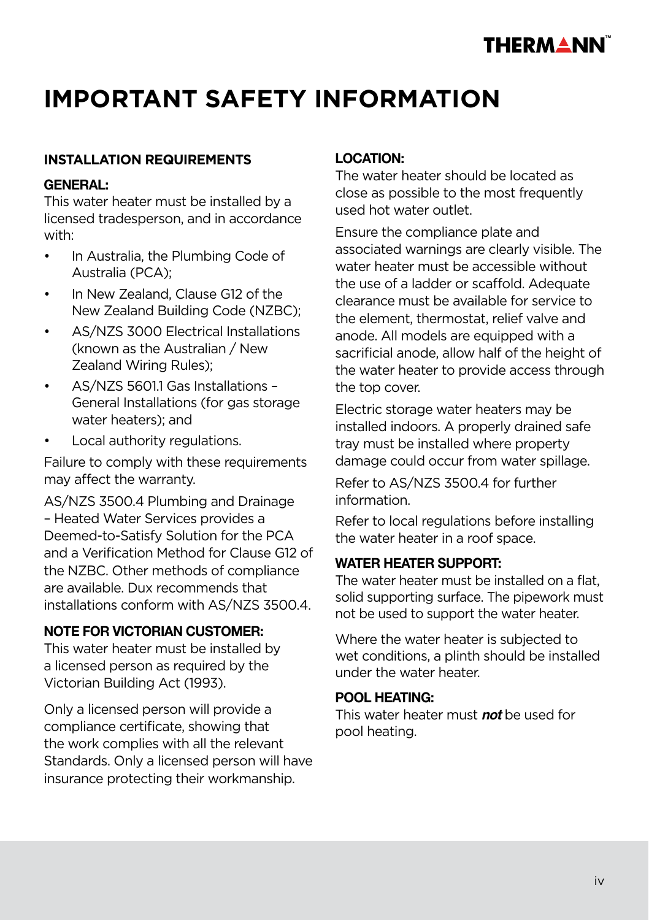# IMPORTANT SAFETY INFORMATION

## INSTALLATION REQUIREMENTS

### GENERAL:

This water heater must be installed by a licensed tradesperson, and in accordance with:

- In Australia, the Plumbing Code of Australia (PCA);
- In New Zealand, Clause G12 of the New Zealand Building Code (NZBC);
- AS/NZS 3000 Electrical Installations (known as the Australian / New Zealand Wiring Rules);
- AS/NZS 5601.1 Gas Installations – General Installations (for gas storage water heaters); and
- Local authority regulations.

Failure to comply with these requirements may affect the warranty.

AS/NZS 3500.4 Plumbing and Drainage – Heated Water Services provides a Deemed-to-Satisfy Solution for the PCA and a Verification Method for Clause G12 of the NZBC. Other methods of compliance are available. Dux recommends that installations conform with AS/NZS 3500.4.

### NOTE FOR VICTORIAN CUSTOMER:

This water heater must be installed by a licensed person as required by the Victorian Building Act (1993).

Only a licensed person will provide a compliance certificate, showing that the work complies with all the relevant Standards. Only a licensed person will have insurance protecting their workmanship.

### LOCATION:

The water heater should be located as close as possible to the most frequently used hot water outlet.

Ensure the compliance plate and associated warnings are clearly visible. The water heater must be accessible without the use of a ladder or scaffold. Adequate clearance must be available for service to the element, thermostat, relief valve and anode. All models are equipped with a sacrificial anode, allow half of the height of the water heater to provide access through the top cover.

Electric storage water heaters may be installed indoors. A properly drained safe tray must be installed where property damage could occur from water spillage.

Refer to AS/NZS 3500.4 for further information.

Refer to local regulations before installing the water heater in a roof space.

### WATER HEATER SUPPORT:

The water heater must be installed on a flat, solid supporting surface. The pipework must not be used to support the water heater.

Where the water heater is subjected to wet conditions, a plinth should be installed under the water heater.

### POOL HEATING:

This water heater must ***not*** be used for pool heating.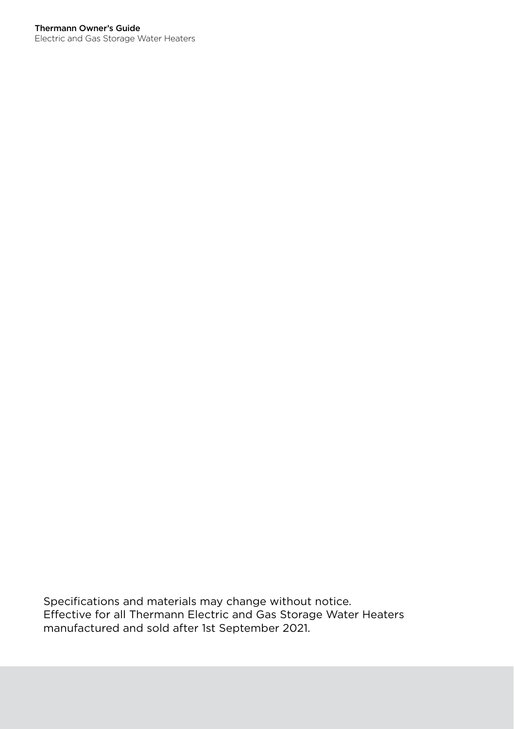Specifications and materials may change without notice.
Effective for all Thermann Electric and Gas Storage Water Heaters manufactured and sold after 1st September 2021.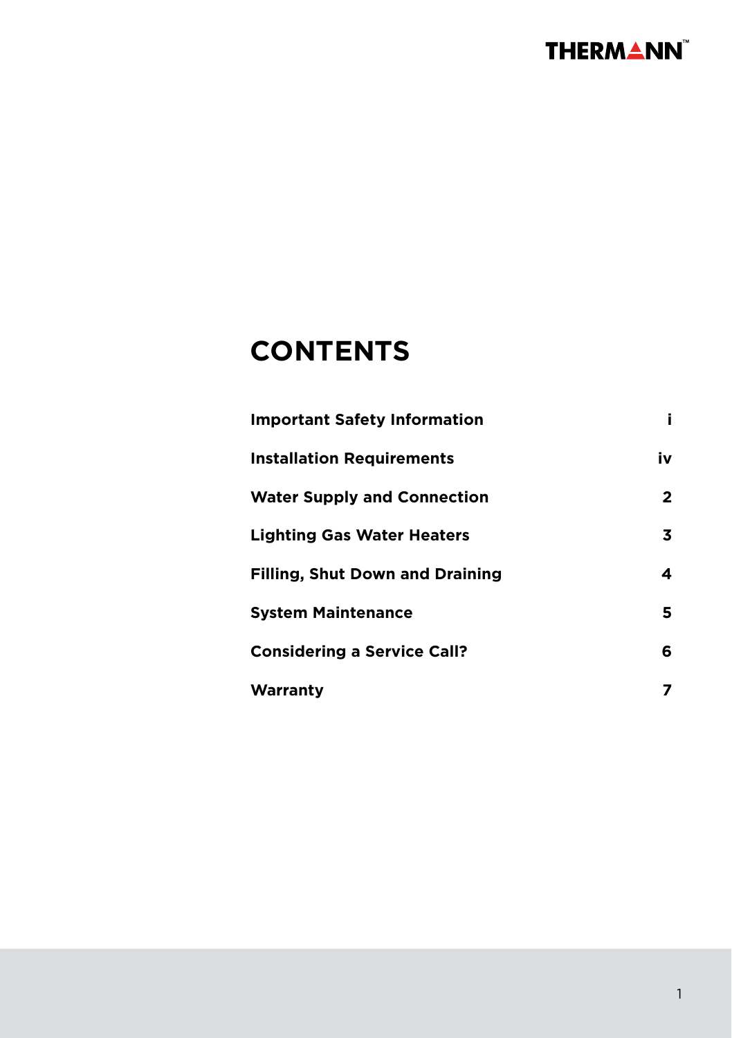# CONTENTS

| | |
|---|---|
| **Important Safety Information** | **i** |
| **Installation Requirements** | **iv** |
| **Water Supply and Connection** | **2** |
| **Lighting Gas Water Heaters** | **3** |
| **Filling, Shut Down and Draining** | **4** |
| **System Maintenance** | **5** |
| **Considering a Service Call?** | **6** |
| **Warranty** | **7** |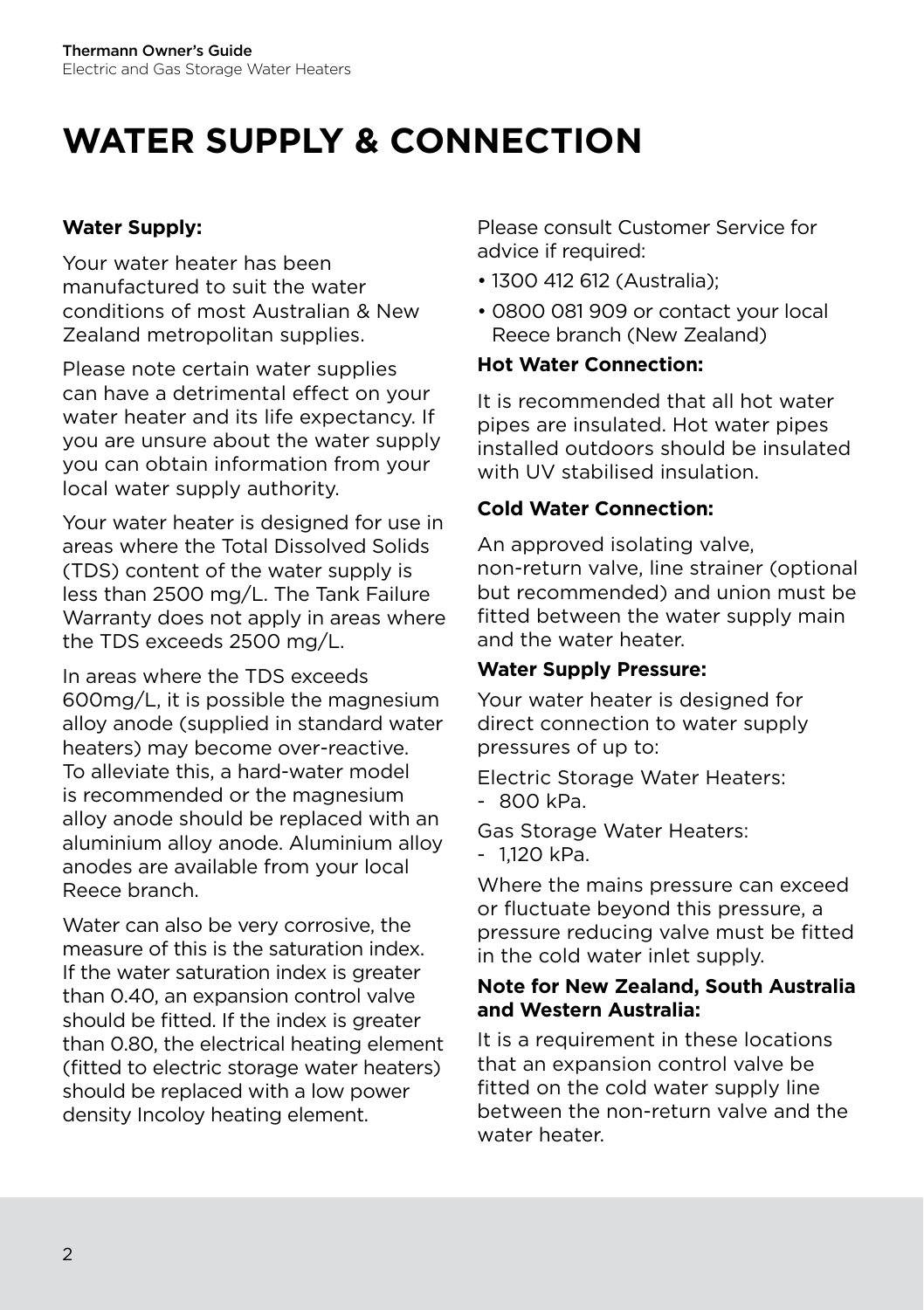# WATER SUPPLY & CONNECTION

**Water Supply:**

Your water heater has been manufactured to suit the water conditions of most Australian & New Zealand metropolitan supplies.

Please note certain water supplies can have a detrimental effect on your water heater and its life expectancy. If you are unsure about the water supply you can obtain information from your local water supply authority.

Your water heater is designed for use in areas where the Total Dissolved Solids (TDS) content of the water supply is less than 2500 mg/L. The Tank Failure Warranty does not apply in areas where the TDS exceeds 2500 mg/L.

In areas where the TDS exceeds 600mg/L, it is possible the magnesium alloy anode (supplied in standard water heaters) may become over-reactive. To alleviate this, a hard-water model is recommended or the magnesium alloy anode should be replaced with an aluminium alloy anode. Aluminium alloy anodes are available from your local Reece branch.

Water can also be very corrosive, the measure of this is the saturation index. If the water saturation index is greater than 0.40, an expansion control valve should be fitted. If the index is greater than 0.80, the electrical heating element (fitted to electric storage water heaters) should be replaced with a low power density Incoloy heating element.

Please consult Customer Service for advice if required:

- 1300 412 612 (Australia);
- 0800 081 909 or contact your local Reece branch (New Zealand)

**Hot Water Connection:**

It is recommended that all hot water pipes are insulated. Hot water pipes installed outdoors should be insulated with UV stabilised insulation.

**Cold Water Connection:**

An approved isolating valve, non-return valve, line strainer (optional but recommended) and union must be fitted between the water supply main and the water heater.

**Water Supply Pressure:**

Your water heater is designed for direct connection to water supply pressures of up to:

Electric Storage Water Heaters:
- 800 kPa.

Gas Storage Water Heaters:
- 1,120 kPa.

Where the mains pressure can exceed or fluctuate beyond this pressure, a pressure reducing valve must be fitted in the cold water inlet supply.

**Note for New Zealand, South Australia and Western Australia:**

It is a requirement in these locations that an expansion control valve be fitted on the cold water supply line between the non-return valve and the water heater.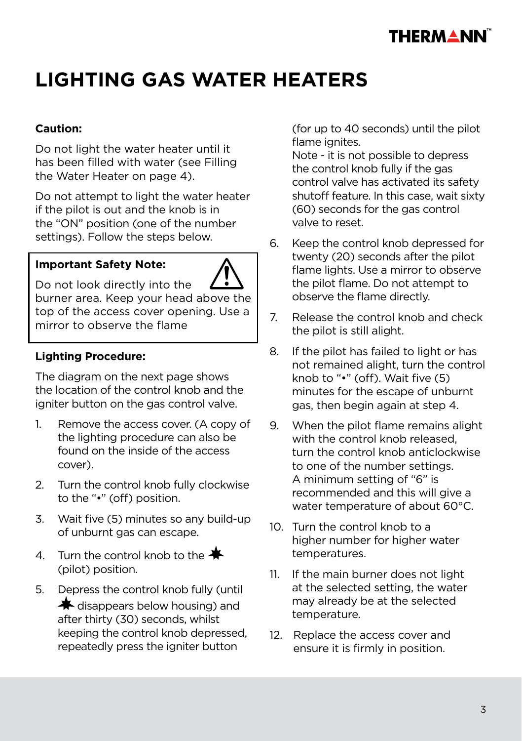# LIGHTING GAS WATER HEATERS

**Caution:**

Do not light the water heater until it has been filled with water (see Filling the Water Heater on page 4).

Do not attempt to light the water heater if the pilot is out and the knob is in the "ON" position (one of the number settings). Follow the steps below.

**Important Safety Note:**

Do not look directly into the burner area. Keep your head above the top of the access cover opening. Use a mirror to observe the flame

**Lighting Procedure:**

The diagram on the next page shows the location of the control knob and the igniter button on the gas control valve.

1. Remove the access cover. (A copy of the lighting procedure can also be found on the inside of the access cover).
2. Turn the control knob fully clockwise to the "•" (off) position.
3. Wait five (5) minutes so any build-up of unburnt gas can escape.
4. Turn the control knob to the ✸ (pilot) position.
5. Depress the control knob fully (until ✸ disappears below housing) and after thirty (30) seconds, whilst keeping the control knob depressed, repeatedly press the igniter button (for up to 40 seconds) until the pilot flame ignites.
   Note - it is not possible to depress the control knob fully if the gas control valve has activated its safety shutoff feature. In this case, wait sixty (60) seconds for the gas control valve to reset.
6. Keep the control knob depressed for twenty (20) seconds after the pilot flame lights. Use a mirror to observe the pilot flame. Do not attempt to observe the flame directly.
7. Release the control knob and check the pilot is still alight.
8. If the pilot has failed to light or has not remained alight, turn the control knob to "•" (off). Wait five (5) minutes for the escape of unburnt gas, then begin again at step 4.
9. When the pilot flame remains alight with the control knob released, turn the control knob anticlockwise to one of the number settings. A minimum setting of "6" is recommended and this will give a water temperature of about 60°C.
10. Turn the control knob to a higher number for higher water temperatures.
11. If the main burner does not light at the selected setting, the water may already be at the selected temperature.
12. Replace the access cover and ensure it is firmly in position.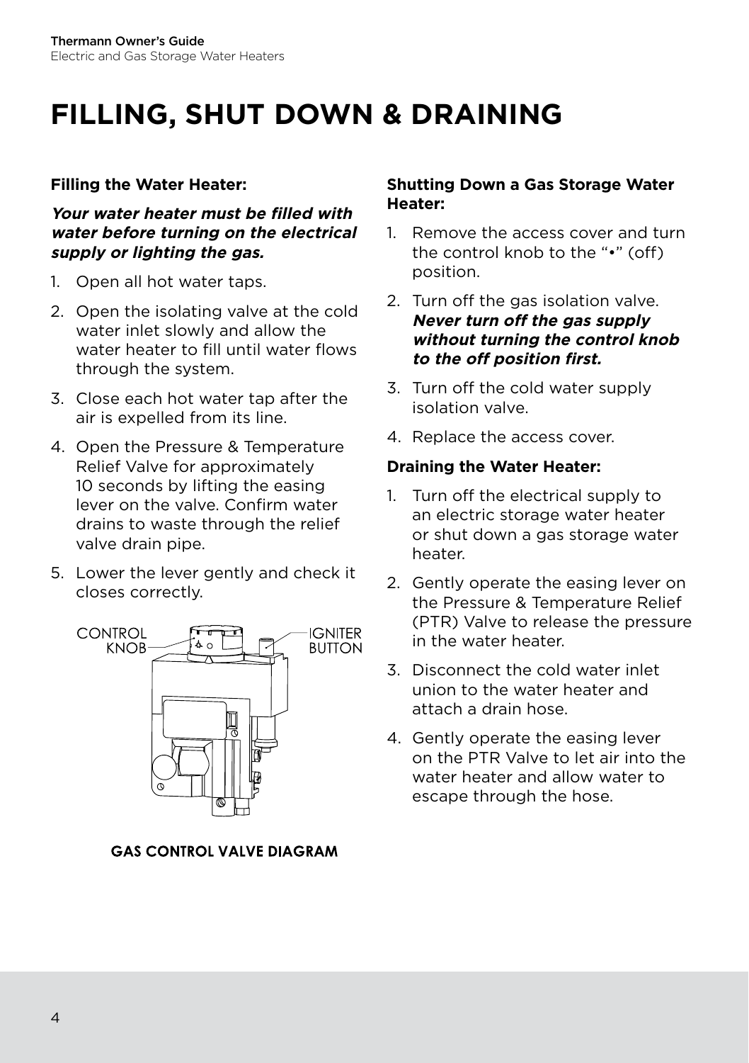# FILLING, SHUT DOWN & DRAINING

**Filling the Water Heater:**

***Your water heater must be filled with water before turning on the electrical supply or lighting the gas.***

1. Open all hot water taps.
2. Open the isolating valve at the cold water inlet slowly and allow the water heater to fill until water flows through the system.
3. Close each hot water tap after the air is expelled from its line.
4. Open the Pressure & Temperature Relief Valve for approximately 10 seconds by lifting the easing lever on the valve. Confirm water drains to waste through the relief valve drain pipe.
5. Lower the lever gently and check it closes correctly.

CONTROL KNOB

IGNITER BUTTON

**GAS CONTROL VALVE DIAGRAM**

**Shutting Down a Gas Storage Water Heater:**

1. Remove the access cover and turn the control knob to the "•" (off) position.
2. Turn off the gas isolation valve. ***Never turn off the gas supply without turning the control knob to the off position first.***
3. Turn off the cold water supply isolation valve.
4. Replace the access cover.

**Draining the Water Heater:**

1. Turn off the electrical supply to an electric storage water heater or shut down a gas storage water heater.
2. Gently operate the easing lever on the Pressure & Temperature Relief (PTR) Valve to release the pressure in the water heater.
3. Disconnect the cold water inlet union to the water heater and attach a drain hose.
4. Gently operate the easing lever on the PTR Valve to let air into the water heater and allow water to escape through the hose.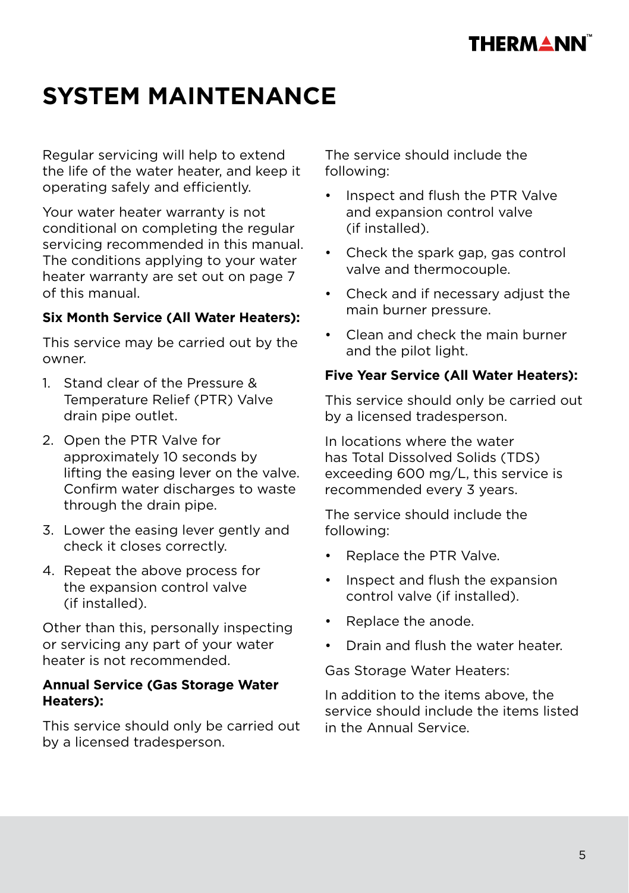# SYSTEM MAINTENANCE

Regular servicing will help to extend the life of the water heater, and keep it operating safely and efficiently.

Your water heater warranty is not conditional on completing the regular servicing recommended in this manual. The conditions applying to your water heater warranty are set out on page 7 of this manual.

**Six Month Service (All Water Heaters):**

This service may be carried out by the owner.

1. Stand clear of the Pressure & Temperature Relief (PTR) Valve drain pipe outlet.
2. Open the PTR Valve for approximately 10 seconds by lifting the easing lever on the valve. Confirm water discharges to waste through the drain pipe.
3. Lower the easing lever gently and check it closes correctly.
4. Repeat the above process for the expansion control valve (if installed).

Other than this, personally inspecting or servicing any part of your water heater is not recommended.

**Annual Service (Gas Storage Water Heaters):**

This service should only be carried out by a licensed tradesperson.

The service should include the following:

- Inspect and flush the PTR Valve and expansion control valve (if installed).
- Check the spark gap, gas control valve and thermocouple.
- Check and if necessary adjust the main burner pressure.
- Clean and check the main burner and the pilot light.

**Five Year Service (All Water Heaters):**

This service should only be carried out by a licensed tradesperson.

In locations where the water has Total Dissolved Solids (TDS) exceeding 600 mg/L, this service is recommended every 3 years.

The service should include the following:

- Replace the PTR Valve.
- Inspect and flush the expansion control valve (if installed).
- Replace the anode.
- Drain and flush the water heater.

Gas Storage Water Heaters:

In addition to the items above, the service should include the items listed in the Annual Service.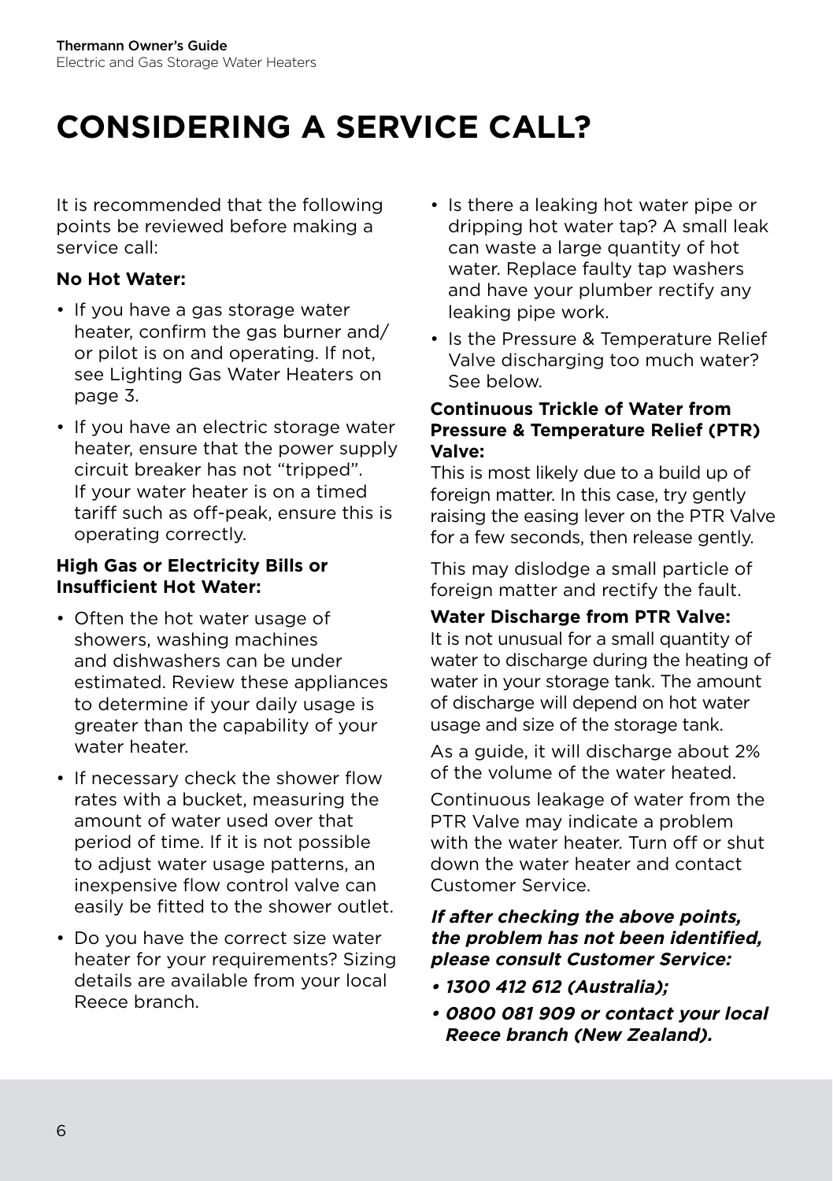# CONSIDERING A SERVICE CALL?

It is recommended that the following points be reviewed before making a service call:

**No Hot Water:**

- If you have a gas storage water heater, confirm the gas burner and/or pilot is on and operating. If not, see Lighting Gas Water Heaters on page 3.
- If you have an electric storage water heater, ensure that the power supply circuit breaker has not "tripped". If your water heater is on a timed tariff such as off-peak, ensure this is operating correctly.

**High Gas or Electricity Bills or Insufficient Hot Water:**

- Often the hot water usage of showers, washing machines and dishwashers can be under estimated. Review these appliances to determine if your daily usage is greater than the capability of your water heater.
- If necessary check the shower flow rates with a bucket, measuring the amount of water used over that period of time. If it is not possible to adjust water usage patterns, an inexpensive flow control valve can easily be fitted to the shower outlet.
- Do you have the correct size water heater for your requirements? Sizing details are available from your local Reece branch.
- Is there a leaking hot water pipe or dripping hot water tap? A small leak can waste a large quantity of hot water. Replace faulty tap washers and have your plumber rectify any leaking pipe work.
- Is the Pressure & Temperature Relief Valve discharging too much water? See below.

**Continuous Trickle of Water from Pressure & Temperature Relief (PTR) Valve:**

This is most likely due to a build up of foreign matter. In this case, try gently raising the easing lever on the PTR Valve for a few seconds, then release gently.

This may dislodge a small particle of foreign matter and rectify the fault.

**Water Discharge from PTR Valve:**

It is not unusual for a small quantity of water to discharge during the heating of water in your storage tank. The amount of discharge will depend on hot water usage and size of the storage tank.

As a guide, it will discharge about 2% of the volume of the water heated.

Continuous leakage of water from the PTR Valve may indicate a problem with the water heater. Turn off or shut down the water heater and contact Customer Service.

***If after checking the above points, the problem has not been identified, please consult Customer Service:***

- ***1300 412 612 (Australia);***
- ***0800 081 909 or contact your local Reece branch (New Zealand).***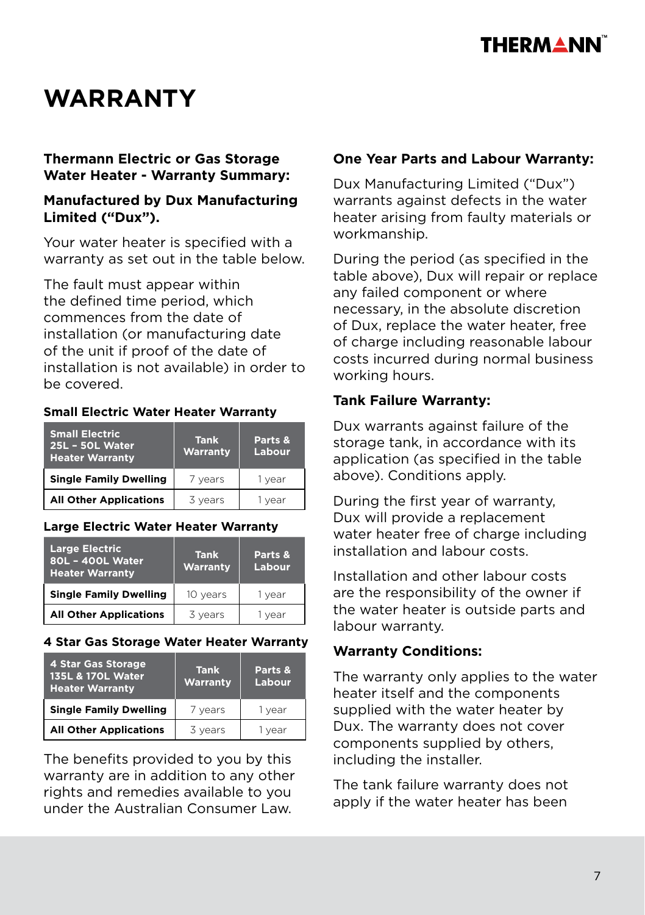# WARRANTY

**Thermann Electric or Gas Storage Water Heater - Warranty Summary:**

**Manufactured by Dux Manufacturing Limited ("Dux").**

Your water heater is specified with a warranty as set out in the table below.

The fault must appear within the defined time period, which commences from the date of installation (or manufacturing date of the unit if proof of the date of installation is not available) in order to be covered.

**Small Electric Water Heater Warranty**

| Small Electric 25L – 50L Water Heater Warranty | Tank Warranty | Parts & Labour |
|---|---|---|
| **Single Family Dwelling** | 7 years | 1 year |
| **All Other Applications** | 3 years | 1 year |

**Large Electric Water Heater Warranty**

| Large Electric 80L – 400L Water Heater Warranty | Tank Warranty | Parts & Labour |
|---|---|---|
| **Single Family Dwelling** | 10 years | 1 year |
| **All Other Applications** | 3 years | 1 year |

**4 Star Gas Storage Water Heater Warranty**

| 4 Star Gas Storage 135L & 170L Water Heater Warranty | Tank Warranty | Parts & Labour |
|---|---|---|
| **Single Family Dwelling** | 7 years | 1 year |
| **All Other Applications** | 3 years | 1 year |

The benefits provided to you by this warranty are in addition to any other rights and remedies available to you under the Australian Consumer Law.

**One Year Parts and Labour Warranty:**

Dux Manufacturing Limited ("Dux") warrants against defects in the water heater arising from faulty materials or workmanship.

During the period (as specified in the table above), Dux will repair or replace any failed component or where necessary, in the absolute discretion of Dux, replace the water heater, free of charge including reasonable labour costs incurred during normal business working hours.

**Tank Failure Warranty:**

Dux warrants against failure of the storage tank, in accordance with its application (as specified in the table above). Conditions apply.

During the first year of warranty, Dux will provide a replacement water heater free of charge including installation and labour costs.

Installation and other labour costs are the responsibility of the owner if the water heater is outside parts and labour warranty.

**Warranty Conditions:**

The warranty only applies to the water heater itself and the components supplied with the water heater by Dux. The warranty does not cover components supplied by others, including the installer.

The tank failure warranty does not apply if the water heater has been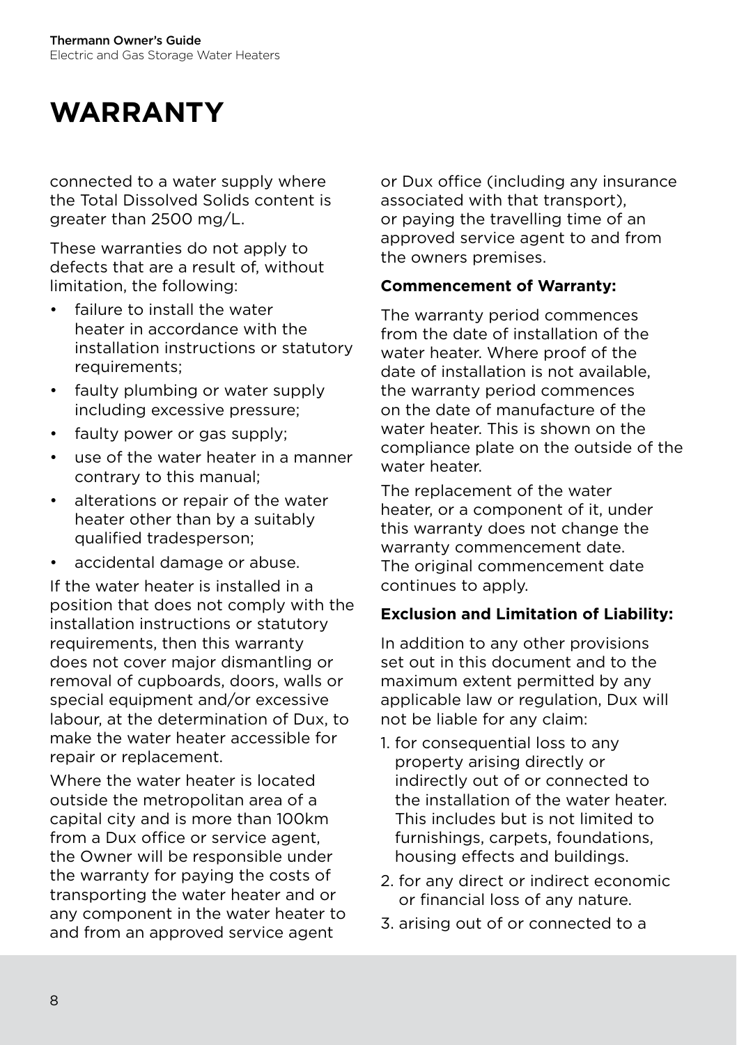# WARRANTY

connected to a water supply where the Total Dissolved Solids content is greater than 2500 mg/L.

These warranties do not apply to defects that are a result of, without limitation, the following:

- failure to install the water heater in accordance with the installation instructions or statutory requirements;
- faulty plumbing or water supply including excessive pressure;
- faulty power or gas supply;
- use of the water heater in a manner contrary to this manual;
- alterations or repair of the water heater other than by a suitably qualified tradesperson;
- accidental damage or abuse.

If the water heater is installed in a position that does not comply with the installation instructions or statutory requirements, then this warranty does not cover major dismantling or removal of cupboards, doors, walls or special equipment and/or excessive labour, at the determination of Dux, to make the water heater accessible for repair or replacement.

Where the water heater is located outside the metropolitan area of a capital city and is more than 100km from a Dux office or service agent, the Owner will be responsible under the warranty for paying the costs of transporting the water heater and or any component in the water heater to and from an approved service agent or Dux office (including any insurance associated with that transport), or paying the travelling time of an approved service agent to and from the owners premises.

**Commencement of Warranty:**

The warranty period commences from the date of installation of the water heater. Where proof of the date of installation is not available, the warranty period commences on the date of manufacture of the water heater. This is shown on the compliance plate on the outside of the water heater.

The replacement of the water heater, or a component of it, under this warranty does not change the warranty commencement date. The original commencement date continues to apply.

**Exclusion and Limitation of Liability:**

In addition to any other provisions set out in this document and to the maximum extent permitted by any applicable law or regulation, Dux will not be liable for any claim:

1. for consequential loss to any property arising directly or indirectly out of or connected to the installation of the water heater. This includes but is not limited to furnishings, carpets, foundations, housing effects and buildings.
2. for any direct or indirect economic or financial loss of any nature.
3. arising out of or connected to a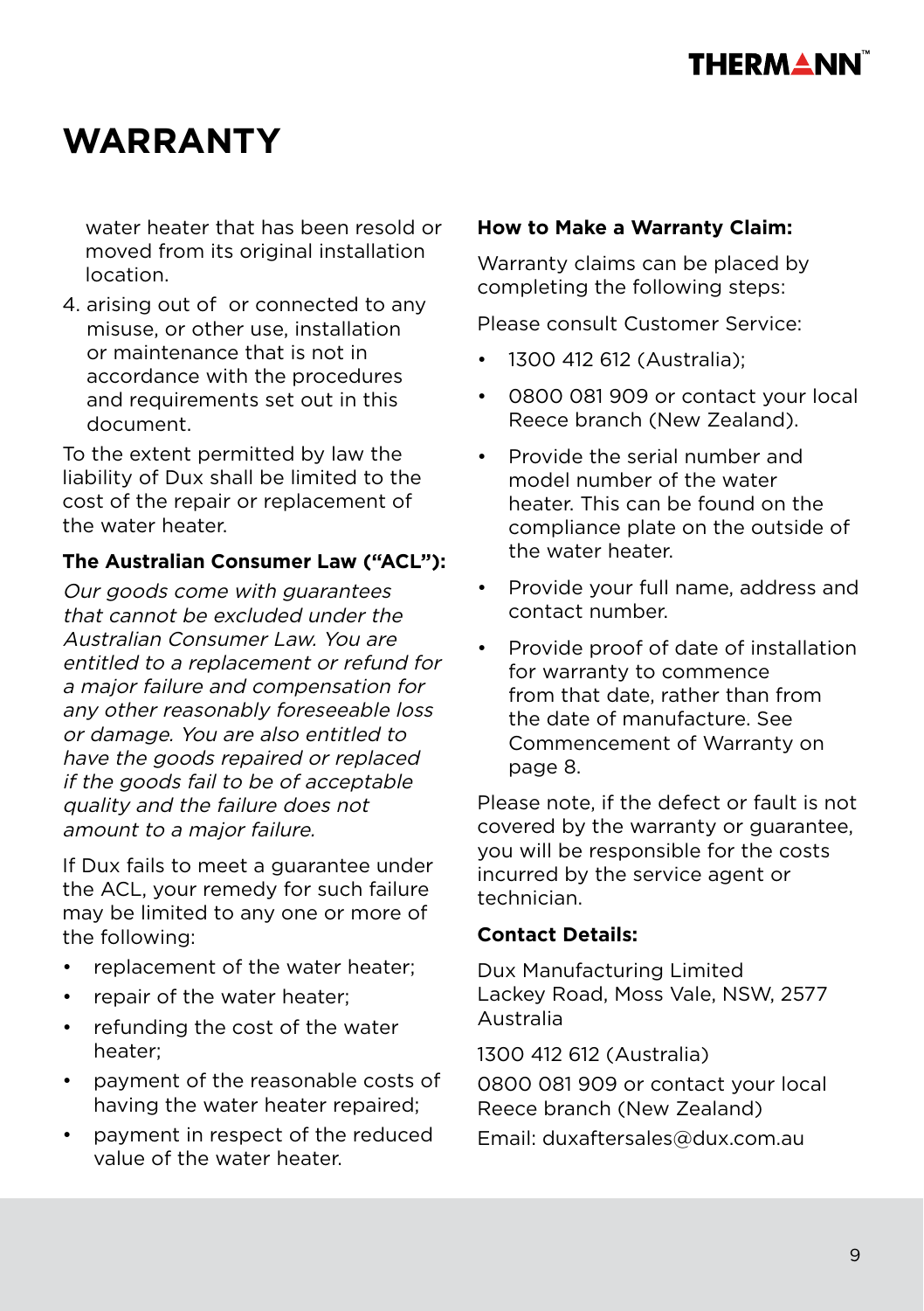# WARRANTY

water heater that has been resold or moved from its original installation location.

4. arising out of or connected to any misuse, or other use, installation or maintenance that is not in accordance with the procedures and requirements set out in this document.

To the extent permitted by law the liability of Dux shall be limited to the cost of the repair or replacement of the water heater.

**The Australian Consumer Law ("ACL"):**

*Our goods come with guarantees that cannot be excluded under the Australian Consumer Law. You are entitled to a replacement or refund for a major failure and compensation for any other reasonably foreseeable loss or damage. You are also entitled to have the goods repaired or replaced if the goods fail to be of acceptable quality and the failure does not amount to a major failure.*

If Dux fails to meet a guarantee under the ACL, your remedy for such failure may be limited to any one or more of the following:

- replacement of the water heater;
- repair of the water heater;
- refunding the cost of the water heater;
- payment of the reasonable costs of having the water heater repaired;
- payment in respect of the reduced value of the water heater.

**How to Make a Warranty Claim:**

Warranty claims can be placed by completing the following steps:

Please consult Customer Service:

- 1300 412 612 (Australia);
- 0800 081 909 or contact your local Reece branch (New Zealand).
- Provide the serial number and model number of the water heater. This can be found on the compliance plate on the outside of the water heater.
- Provide your full name, address and contact number.
- Provide proof of date of installation for warranty to commence from that date, rather than from the date of manufacture. See Commencement of Warranty on page 8.

Please note, if the defect or fault is not covered by the warranty or guarantee, you will be responsible for the costs incurred by the service agent or technician.

**Contact Details:**

Dux Manufacturing Limited
Lackey Road, Moss Vale, NSW, 2577
Australia

1300 412 612 (Australia)

0800 081 909 or contact your local Reece branch (New Zealand)

Email: duxaftersales@dux.com.au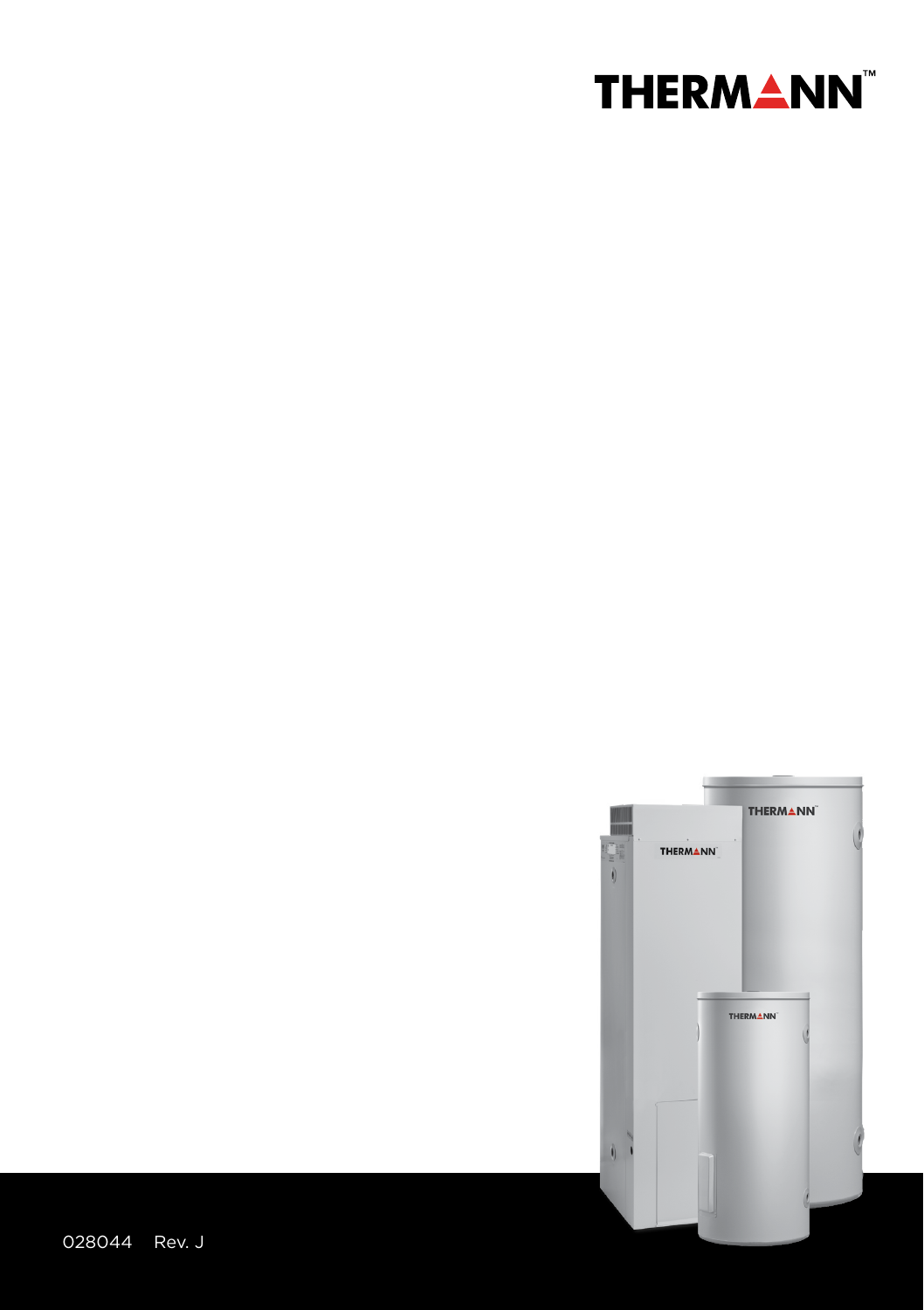THERMANN™

028044 Rev. J